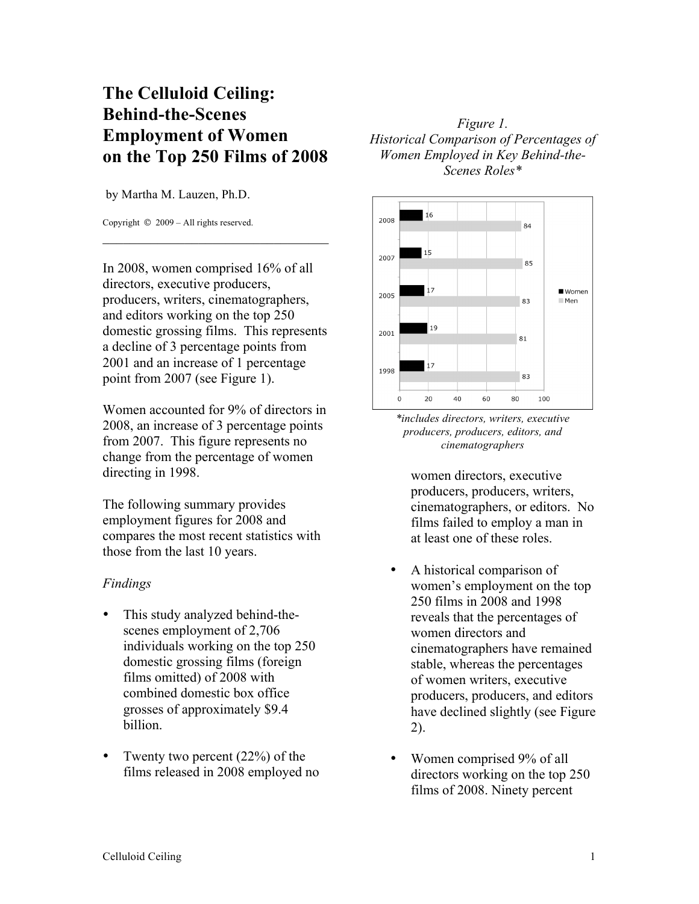# The Celluloid Ceiling: Behind-the-Scenes Employment of Women on the Top 250 Films of 2008

by Martha M. Lauzen, Ph.D.

Copyright © 2009 – All rights reserved.

---

In 2008, women comprised 16% of all directors, executive producers, producers, writers, cinematographers, and editors working on the top 250 domestic grossing films. This represents a decline of 3 percentage points from 2001 and an increase of 1 percentage point from 2007 (see Figure 1).

Women accounted for 9% of directors in 2008, an increase of 3 percentage points from 2007. This figure represents no change from the percentage of women directing in 1998.

The following summary provides employment figures for 2008 and compares the most recent statistics with those from the last 10 years.

*Findings*

- This study analyzed behind-the-scenes employment of 2,706 individuals working on the top 250 domestic grossing films (foreign films omitted) of 2008 with combined domestic box office grosses of approximately $9.4 billion.

- Twenty two percent (22%) of the films released in 2008 employed no women directors, executive producers, producers, writers, cinematographers, or editors. No films failed to employ a man in at least one of these roles.

- A historical comparison of women's employment on the top 250 films in 2008 and 1998 reveals that the percentages of women directors and cinematographers have remained stable, whereas the percentages of women writers, executive producers, producers, and editors have declined slightly (see Figure 2).

- Women comprised 9% of all directors working on the top 250 films of 2008. Ninety percent

*Figure 1.*
*Historical Comparison of Percentages of Women Employed in Key Behind-the-Scenes Roles**

| Year | Women | Men |
|---|---|---|
| 2008 | 16 | 84 |
| 2007 | 15 | 85 |
| 2005 | 17 | 83 |
| 2001 | 19 | 81 |
| 1998 | 17 | 83 |

**includes directors, writers, executive producers, producers, editors, and cinematographers*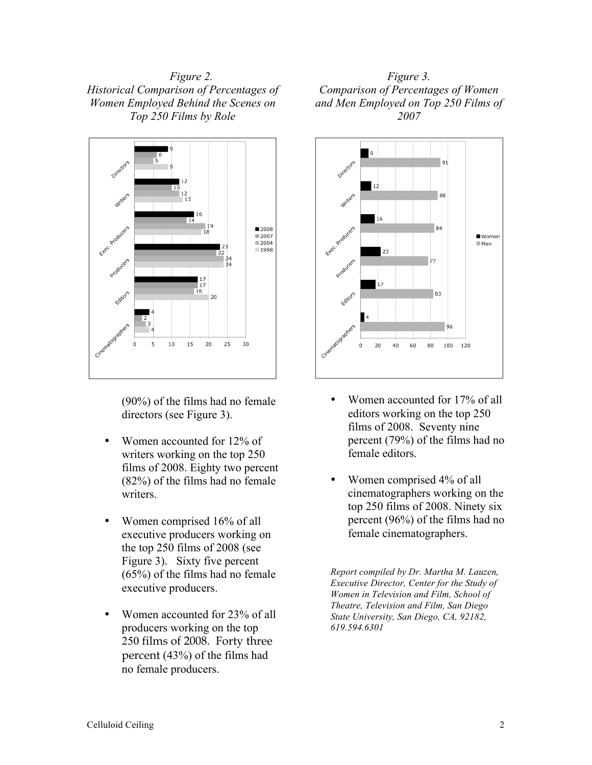*Figure 2.*
*Historical Comparison of Percentages of Women Employed Behind the Scenes on Top 250 Films by Role*

Directors
Writers
Exec. Producers
Producers
Editors
Cinematographers

9
6
5
9
12
10
12
13
16
14
19
18
23
22
24
24
17
17
16
20
4
2
3
4

0 5 10 15 20 25 30

2008
2007
2004
1998

*Figure 3.*
*Comparison of Percentages of Women and Men Employed on Top 250 Films of 2007*

Directors
Writers
Exec. Producers
Producers
Editors
Cinematographers

9
91
12
88
16
84
23
77
17
83
4
96

0 20 40 60 80 100 120

Women
Men

(90%) of the films had no female directors (see Figure 3).

- Women accounted for 12% of writers working on the top 250 films of 2008. Eighty two percent (82%) of the films had no female writers.

- Women comprised 16% of all executive producers working on the top 250 films of 2008 (see Figure 3). Sixty five percent (65%) of the films had no female executive producers.

- Women accounted for 23% of all producers working on the top 250 films of 2008. Forty three percent (43%) of the films had no female producers.

- Women accounted for 17% of all editors working on the top 250 films of 2008. Seventy nine percent (79%) of the films had no female editors.

- Women comprised 4% of all cinematographers working on the top 250 films of 2008. Ninety six percent (96%) of the films had no female cinematographers.

*Report compiled by Dr. Martha M. Lauzen, Executive Director, Center for the Study of Women in Television and Film, School of Theatre, Television and Film, San Diego State University, San Diego, CA, 92182, 619.594.6301*